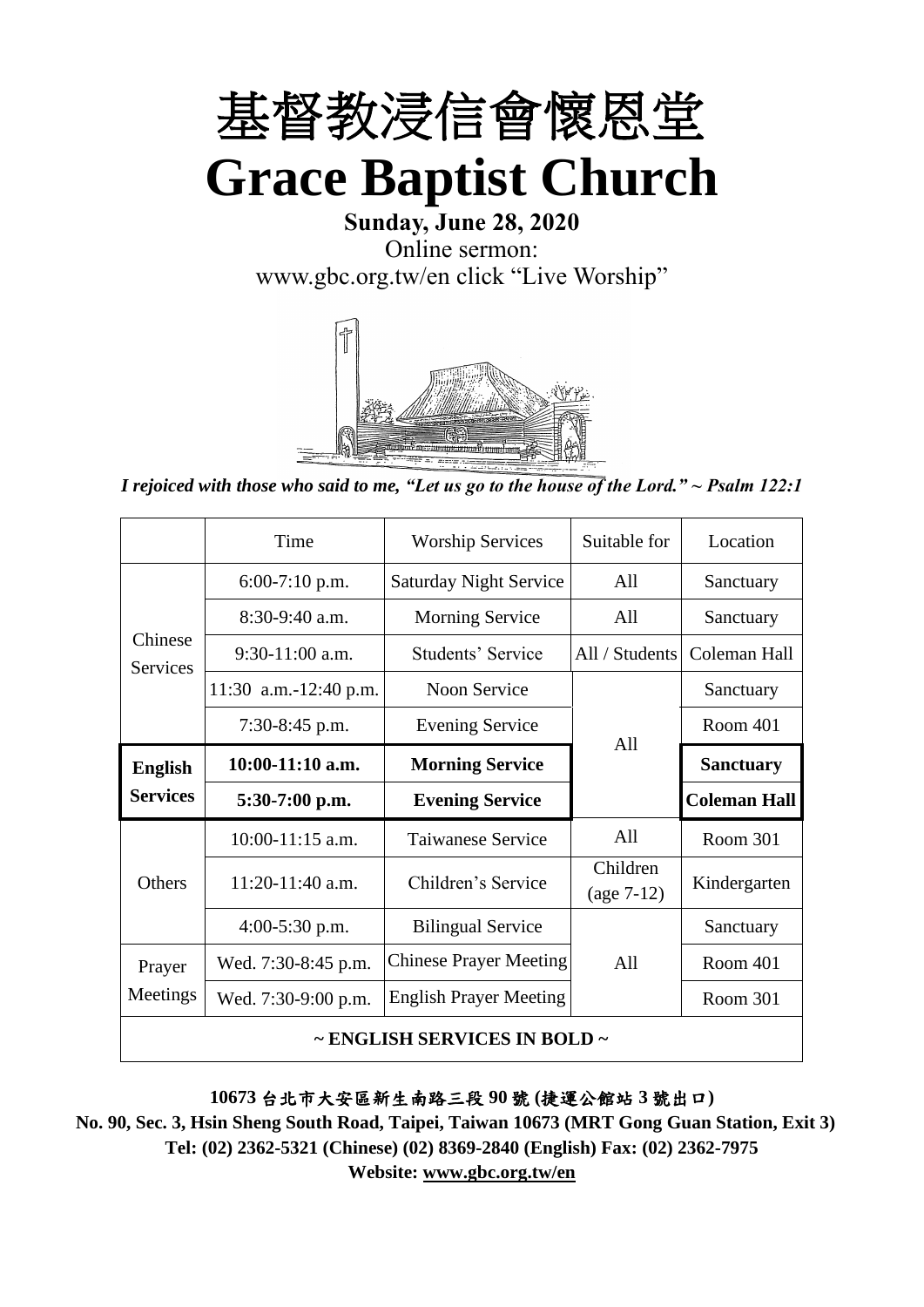# 基督教浸信會懷恩堂

# Grace Baptist Church

**Sunday, June 28, 2020**

Online sermon:
www.gbc.org.tw/en click "Live Worship"

*I rejoiced with those who said to me, "Let us go to the house of the Lord." ~ Psalm 122:1*

| | Time | Worship Services | Suitable for | Location |
|---|---|---|---|---|
| Chinese Services | 6:00-7:10 p.m. | Saturday Night Service | All | Sanctuary |
| | 8:30-9:40 a.m. | Morning Service | All | Sanctuary |
| | 9:30-11:00 a.m. | Students' Service | All / Students | Coleman Hall |
| | 11:30 a.m.-12:40 p.m. | Noon Service | All | Sanctuary |
| | 7:30-8:45 p.m. | Evening Service | All | Room 401 |
| **English Services** | **10:00-11:10 a.m.** | **Morning Service** | All | **Sanctuary** |
| | **5:30-7:00 p.m.** | **Evening Service** | All | **Coleman Hall** |
| Others | 10:00-11:15 a.m. | Taiwanese Service | All | Room 301 |
| | 11:20-11:40 a.m. | Children's Service | Children (age 7-12) | Kindergarten |
| | 4:00-5:30 p.m. | Bilingual Service | All | Sanctuary |
| Prayer Meetings | Wed. 7:30-8:45 p.m. | Chinese Prayer Meeting | All | Room 401 |
| | Wed. 7:30-9:00 p.m. | English Prayer Meeting | All | Room 301 |
| **~ ENGLISH SERVICES IN BOLD ~** | | | | |

**10673 台北市大安區新生南路三段 90 號 (捷運公館站 3 號出口)**

**No. 90, Sec. 3, Hsin Sheng South Road, Taipei, Taiwan 10673 (MRT Gong Guan Station, Exit 3)**

**Tel: (02) 2362-5321 (Chinese) (02) 8369-2840 (English) Fax: (02) 2362-7975**

**Website: www.gbc.org.tw/en**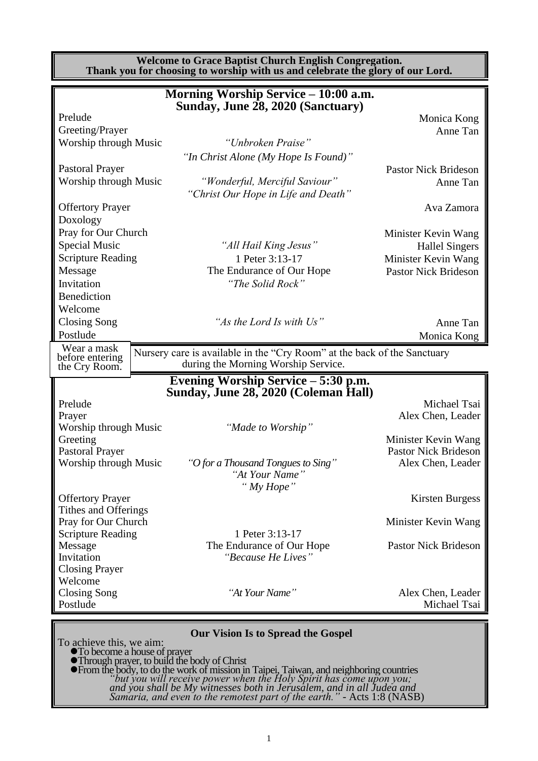**Welcome to Grace Baptist Church English Congregation.**
**Thank you for choosing to worship with us and celebrate the glory of our Lord.**

## Morning Worship Service – 10:00 a.m.
## Sunday, June 28, 2020 (Sanctuary)

| | | |
|---|---|---|
| Prelude | | Monica Kong |
| Greeting/Prayer | | Anne Tan |
| Worship through Music | *"Unbroken Praise"* | |
| | *"In Christ Alone (My Hope Is Found)"* | |
| Pastoral Prayer | | Pastor Nick Brideson |
| Worship through Music | *"Wonderful, Merciful Saviour"* | Anne Tan |
| | *"Christ Our Hope in Life and Death"* | |
| Offertory Prayer | | Ava Zamora |
| Doxology | | |
| Pray for Our Church | | Minister Kevin Wang |
| Special Music | *"All Hail King Jesus"* | Hallel Singers |
| Scripture Reading | 1 Peter 3:13-17 | Minister Kevin Wang |
| Message | The Endurance of Our Hope | Pastor Nick Brideson |
| Invitation | *"The Solid Rock"* | |
| Benediction | | |
| Welcome | | |
| Closing Song | *"As the Lord Is with Us"* | Anne Tan |
| Postlude | | Monica Kong |

Wear a mask before entering the Cry Room.

Nursery care is available in the "Cry Room" at the back of the Sanctuary during the Morning Worship Service.

## Evening Worship Service – 5:30 p.m.
## Sunday, June 28, 2020 (Coleman Hall)

| | | |
|---|---|---|
| Prelude | | Michael Tsai |
| Prayer | | Alex Chen, Leader |
| Worship through Music | *"Made to Worship"* | |
| Greeting | | Minister Kevin Wang |
| Pastoral Prayer | | Pastor Nick Brideson |
| Worship through Music | *"O for a Thousand Tongues to Sing"* | Alex Chen, Leader |
| | *"At Your Name"* | |
| | *" My Hope"* | |
| Offertory Prayer | | Kirsten Burgess |
| Tithes and Offerings | | |
| Pray for Our Church | | Minister Kevin Wang |
| Scripture Reading | 1 Peter 3:13-17 | |
| Message | The Endurance of Our Hope | Pastor Nick Brideson |
| Invitation | *"Because He Lives"* | |
| Closing Prayer | | |
| Welcome | | |
| Closing Song | *"At Your Name"* | Alex Chen, Leader |
| Postlude | | Michael Tsai |

### Our Vision Is to Spread the Gospel

To achieve this, we aim:

- To become a house of prayer
- Through prayer, to build the body of Christ
- From the body, to do the work of mission in Taipei, Taiwan, and neighboring countries

*"but you will receive power when the Holy Spirit has come upon you; and you shall be My witnesses both in Jerusalem, and in all Judea and Samaria, and even to the remotest part of the earth."* - Acts 1:8 (NASB)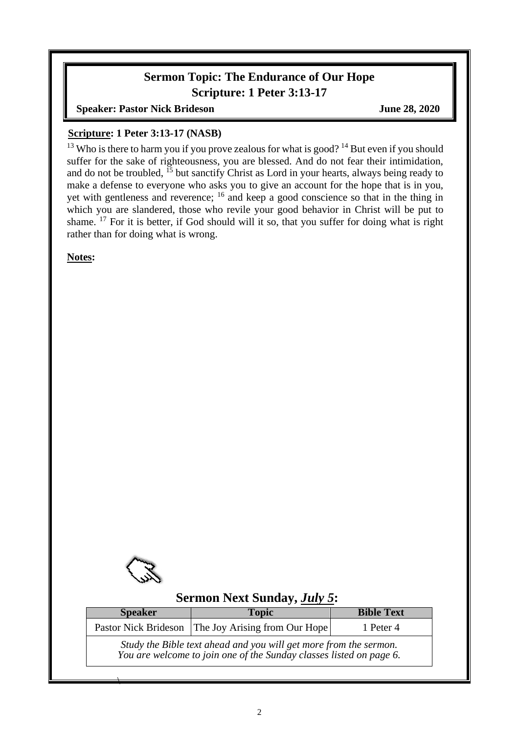## Sermon Topic: The Endurance of Our Hope
## Scripture: 1 Peter 3:13-17

**Speaker: Pastor Nick Brideson** **June 28, 2020**

**Scripture: 1 Peter 3:13-17 (NASB)**

[13] Who is there to harm you if you prove zealous for what is good? [14] But even if you should suffer for the sake of righteousness, you are blessed. And do not fear their intimidation, and do not be troubled, [15] but sanctify Christ as Lord in your hearts, always being ready to make a defense to everyone who asks you to give an account for the hope that is in you, yet with gentleness and reverence; [16] and keep a good conscience so that in the thing in which you are slandered, those who revile your good behavior in Christ will be put to shame. [17] For it is better, if God should will it so, that you suffer for doing what is right rather than for doing what is wrong.

**Notes:**

### Sermon Next Sunday, *July 5*:

| Speaker | Topic | Bible Text |
| --- | --- | --- |
| Pastor Nick Brideson | The Joy Arising from Our Hope | 1 Peter 4 |

*Study the Bible text ahead and you will get more from the sermon.*
*You are welcome to join one of the Sunday classes listed on page 6.*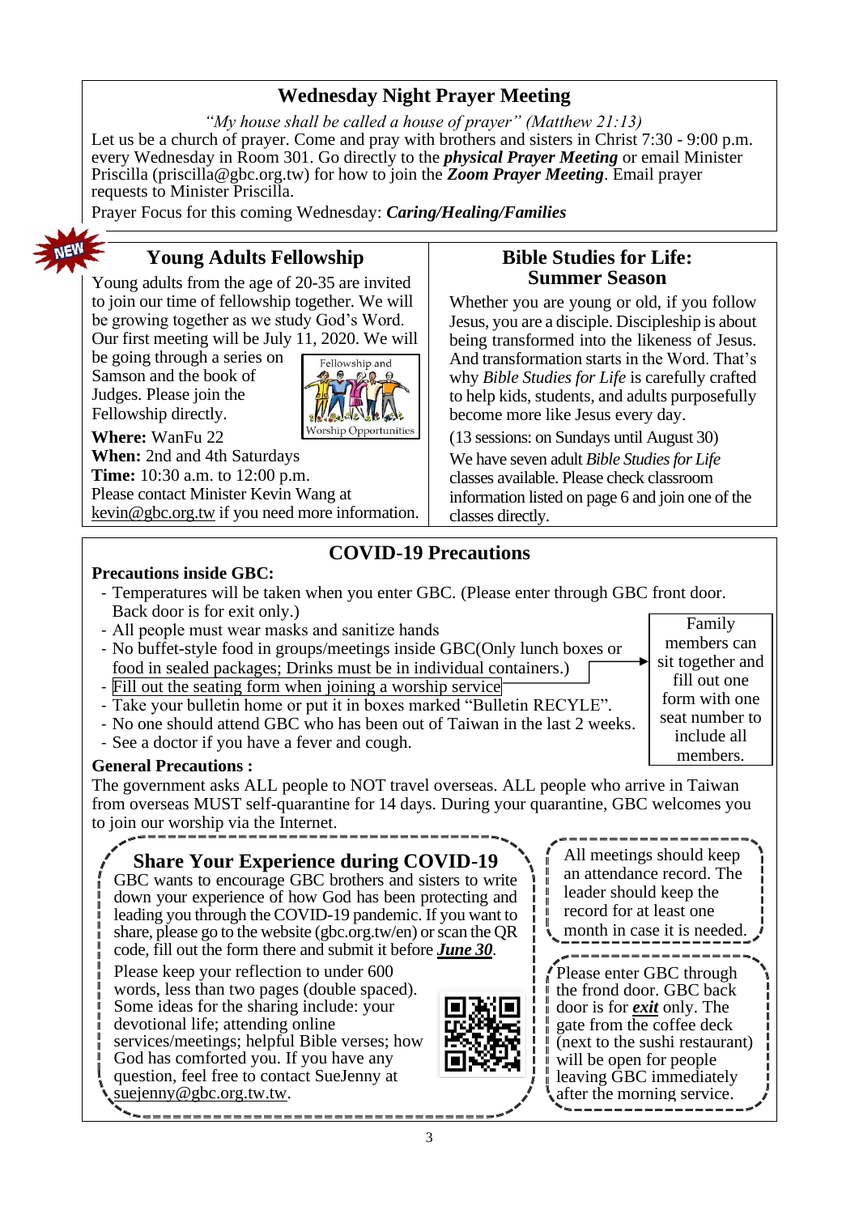## Wednesday Night Prayer Meeting

*"My house shall be called a house of prayer" (Matthew 21:13)*

Let us be a church of prayer. Come and pray with brothers and sisters in Christ 7:30 - 9:00 p.m. every Wednesday in Room 301. Go directly to the ***physical Prayer Meeting*** or email Minister Priscilla (priscilla@gbc.org.tw) for how to join the ***Zoom Prayer Meeting***. Email prayer requests to Minister Priscilla.

Prayer Focus for this coming Wednesday: ***Caring/Healing/Families***

## Young Adults Fellowship

NEW

Young adults from the age of 20-35 are invited to join our time of fellowship together. We will be growing together as we study God's Word. Our first meeting will be July 11, 2020. We will be going through a series on Samson and the book of Judges. Please join the Fellowship directly.

Fellowship and Worship Opportunities

**Where:** WanFu 22
**When:** 2nd and 4th Saturdays
**Time:** 10:30 a.m. to 12:00 p.m.
Please contact Minister Kevin Wang at kevin@gbc.org.tw if you need more information.

## Bible Studies for Life: Summer Season

Whether you are young or old, if you follow Jesus, you are a disciple. Discipleship is about being transformed into the likeness of Jesus. And transformation starts in the Word. That's why *Bible Studies for Life* is carefully crafted to help kids, students, and adults purposefully become more like Jesus every day.

(13 sessions: on Sundays until August 30)

We have seven adult *Bible Studies for Life* classes available. Please check classroom information listed on page 6 and join one of the classes directly.

## COVID-19 Precautions

**Precautions inside GBC:**

- Temperatures will be taken when you enter GBC. (Please enter through GBC front door. Back door is for exit only.)
- All people must wear masks and sanitize hands
- No buffet-style food in groups/meetings inside GBC(Only lunch boxes or food in sealed packages; Drinks must be in individual containers.)
- Fill out the seating form when joining a worship service
- Take your bulletin home or put it in boxes marked "Bulletin RECYLE".
- No one should attend GBC who has been out of Taiwan in the last 2 weeks.
- See a doctor if you have a fever and cough.

Family members can sit together and fill out one form with one seat number to include all members.

**General Precautions :**

The government asks ALL people to NOT travel overseas. ALL people who arrive in Taiwan from overseas MUST self-quarantine for 14 days. During your quarantine, GBC welcomes you to join our worship via the Internet.

### Share Your Experience during COVID-19

GBC wants to encourage GBC brothers and sisters to write down your experience of how God has been protecting and leading you through the COVID-19 pandemic. If you want to share, please go to the website (gbc.org.tw/en) or scan the QR code, fill out the form there and submit it before ***June 30***.

Please keep your reflection to under 600 words, less than two pages (double spaced). Some ideas for the sharing include: your devotional life; attending online services/meetings; helpful Bible verses; how God has comforted you. If you have any question, feel free to contact SueJenny at suejenny@gbc.org.tw.tw.

All meetings should keep an attendance record. The leader should keep the record for at least one month in case it is needed.

Please enter GBC through the frond door. GBC back door is for ***exit*** only. The gate from the coffee deck (next to the sushi restaurant) will be open for people leaving GBC immediately after the morning service.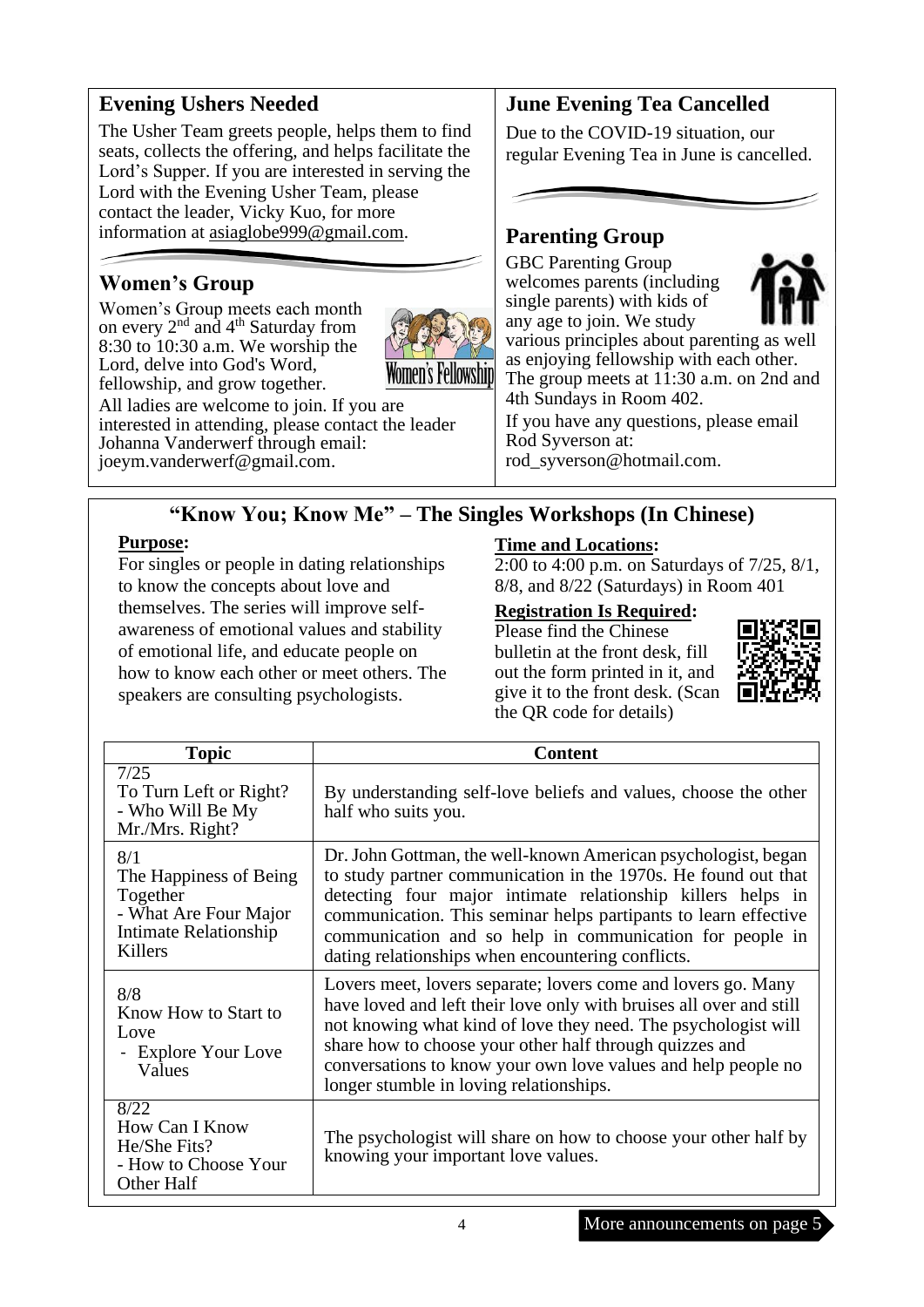## Evening Ushers Needed

The Usher Team greets people, helps them to find seats, collects the offering, and helps facilitate the Lord's Supper. If you are interested in serving the Lord with the Evening Usher Team, please contact the leader, Vicky Kuo, for more information at asiaglobe999@gmail.com.

## Women's Group

Women's Group meets each month on every 2nd and 4th Saturday from 8:30 to 10:30 a.m. We worship the Lord, delve into God's Word, fellowship, and grow together.

All ladies are welcome to join. If you are interested in attending, please contact the leader Johanna Vanderwerf through email: joeym.vanderwerf@gmail.com.

## June Evening Tea Cancelled

Due to the COVID-19 situation, our regular Evening Tea in June is cancelled.

## Parenting Group

GBC Parenting Group welcomes parents (including single parents) with kids of any age to join. We study various principles about parenting as well as enjoying fellowship with each other. The group meets at 11:30 a.m. on 2nd and 4th Sundays in Room 402.

If you have any questions, please email Rod Syverson at: rod_syverson@hotmail.com.

## "Know You; Know Me" – The Singles Workshops (In Chinese)

**Purpose:**

For singles or people in dating relationships to know the concepts about love and themselves. The series will improve self-awareness of emotional values and stability of emotional life, and educate people on how to know each other or meet others. The speakers are consulting psychologists.

**Time and Locations:**

2:00 to 4:00 p.m. on Saturdays of 7/25, 8/1, 8/8, and 8/22 (Saturdays) in Room 401

**Registration Is Required:**

Please find the Chinese bulletin at the front desk, fill out the form printed in it, and give it to the front desk. (Scan the QR code for details)

| Topic | Content |
|---|---|
| 7/25<br>To Turn Left or Right?<br>- Who Will Be My Mr./Mrs. Right? | By understanding self-love beliefs and values, choose the other half who suits you. |
| 8/1<br>The Happiness of Being Together<br>- What Are Four Major Intimate Relationship Killers | Dr. John Gottman, the well-known American psychologist, began to study partner communication in the 1970s. He found out that detecting four major intimate relationship killers helps in communication. This seminar helps partipants to learn effective communication and so help in communication for people in dating relationships when encountering conflicts. |
| 8/8<br>Know How to Start to Love<br>- Explore Your Love Values | Lovers meet, lovers separate; lovers come and lovers go. Many have loved and left their love only with bruises all over and still not knowing what kind of love they need. The psychologist will share how to choose your other half through quizzes and conversations to know your own love values and help people no longer stumble in loving relationships. |
| 8/22<br>How Can I Know He/She Fits?<br>- How to Choose Your Other Half | The psychologist will share on how to choose your other half by knowing your important love values. |

More announcements on page 5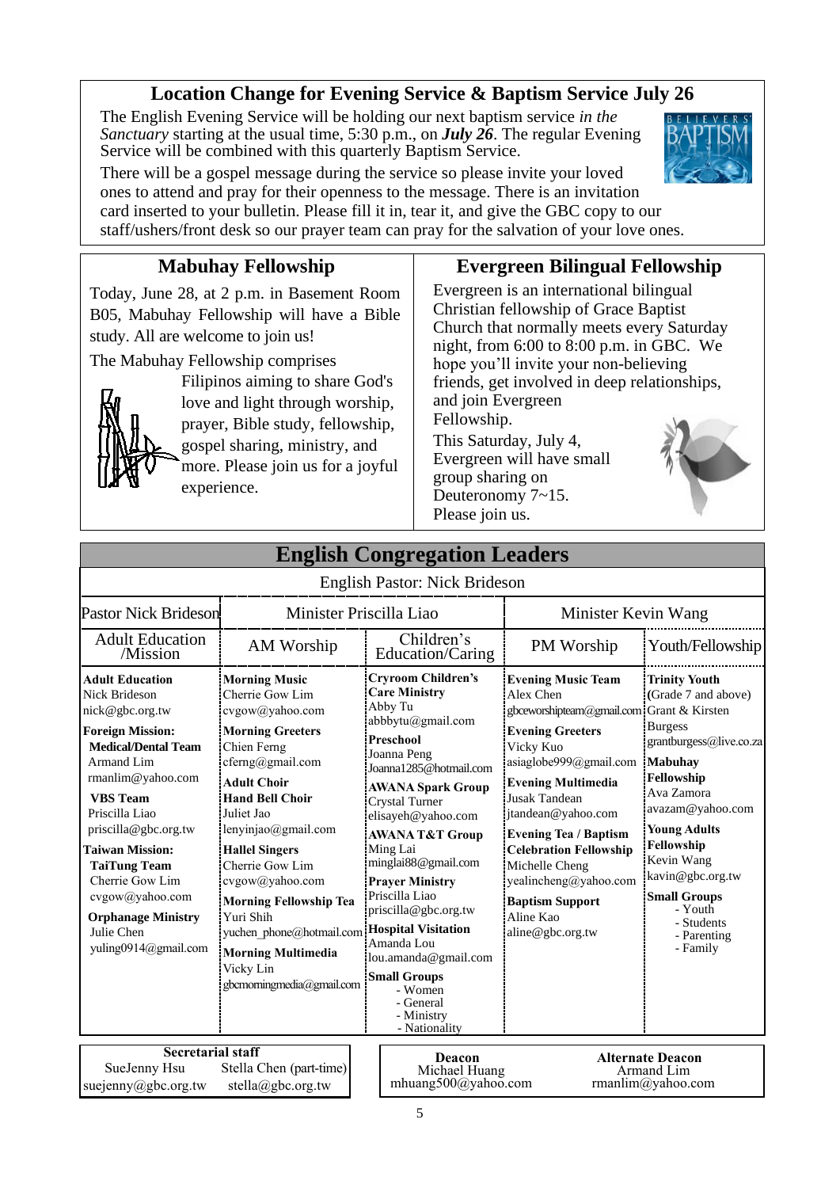## Location Change for Evening Service & Baptism Service July 26

The English Evening Service will be holding our next baptism service *in the Sanctuary* starting at the usual time, 5:30 p.m., on ***July 26***. The regular Evening Service will be combined with this quarterly Baptism Service.

There will be a gospel message during the service so please invite your loved ones to attend and pray for their openness to the message. There is an invitation card inserted to your bulletin. Please fill it in, tear it, and give the GBC copy to our staff/ushers/front desk so our prayer team can pray for the salvation of your love ones.

## Mabuhay Fellowship

Today, June 28, at 2 p.m. in Basement Room B05, Mabuhay Fellowship will have a Bible study. All are welcome to join us!

The Mabuhay Fellowship comprises Filipinos aiming to share God's love and light through worship, prayer, Bible study, fellowship, gospel sharing, ministry, and more. Please join us for a joyful experience.

## Evergreen Bilingual Fellowship

Evergreen is an international bilingual Christian fellowship of Grace Baptist Church that normally meets every Saturday night, from 6:00 to 8:00 p.m. in GBC. We hope you'll invite your non-believing friends, get involved in deep relationships, and join Evergreen Fellowship.

This Saturday, July 4, Evergreen will have small group sharing on Deuteronomy 7~15. Please join us.

## English Congregation Leaders

English Pastor: Nick Brideson

| Pastor Nick Brideson | Minister Priscilla Liao | | Minister Kevin Wang | |
|---|---|---|---|---|
| Adult Education /Mission | AM Worship | Children's Education/Caring | PM Worship | Youth/Fellowship |
| **Adult Education**<br>Nick Brideson<br>nick@gbc.org.tw<br>**Foreign Mission:**<br>**Medical/Dental Team**<br>Armand Lim<br>rmanlim@yahoo.com<br>**VBS Team**<br>Priscilla Liao<br>priscilla@gbc.org.tw<br>**Taiwan Mission:**<br>**TaiTung Team**<br>Cherrie Gow Lim<br>cvgow@yahoo.com<br>**Orphanage Ministry**<br>Julie Chen<br>yuling0914@gmail.com | **Morning Music**<br>Cherrie Gow Lim<br>cvgow@yahoo.com<br>**Morning Greeters**<br>Chien Ferng<br>cferng@gmail.com<br>**Adult Choir**<br>**Hand Bell Choir**<br>Juliet Jao<br>lenyinjao@gmail.com<br>**Hallel Singers**<br>Cherrie Gow Lim<br>cvgow@yahoo.com<br>**Morning Fellowship Tea**<br>Yuri Shih<br>yuchen_phone@hotmail.com<br>**Morning Multimedia**<br>Vicky Lin<br>gbcmorningmedia@gmail.com | **Cryroom Children's Care Ministry**<br>Abby Tu<br>abbbytu@gmail.com<br>**Preschool**<br>Joanna Peng<br>Joanna1285@hotmail.com<br>**AWANA Spark Group**<br>Crystal Turner<br>elisayeh@yahoo.com<br>**AWANA T&T Group**<br>Ming Lai<br>minglai88@gmail.com<br>**Prayer Ministry**<br>Priscilla Liao<br>priscilla@gbc.org.tw<br>**Hospital Visitation**<br>Amanda Lou<br>lou.amanda@gmail.com<br>**Small Groups**<br>- Women<br>- General<br>- Ministry<br>- Nationality | **Evening Music Team**<br>Alex Chen<br>gbceworshipteam@gmail.com<br>**Evening Greeters**<br>Vicky Kuo<br>asiaglobe999@gmail.com<br>**Evening Multimedia**<br>Jusak Tandean<br>jtandean@yahoo.com<br>**Evening Tea / Baptism Celebration Fellowship**<br>Michelle Cheng<br>yealincheng@yahoo.com<br>**Baptism Support**<br>Aline Kao<br>aline@gbc.org.tw | **Trinity Youth**<br>(Grade 7 and above)<br>Grant & Kirsten Burgess<br>grantburgess@live.co.za<br>**Mabuhay Fellowship**<br>Ava Zamora<br>avazam@yahoo.com<br>**Young Adults Fellowship**<br>Kevin Wang<br>kavin@gbc.org.tw<br>**Small Groups**<br>- Youth<br>- Students<br>- Parenting<br>- Family |

**Secretarial staff**

| SueJenny Hsu | Stella Chen (part-time) |
|---|---|
| suejenny@gbc.org.tw | stella@gbc.org.tw |

| **Deacon** | **Alternate Deacon** |
|---|---|
| Michael Huang | Armand Lim |
| mhuang500@yahoo.com | rmanlim@yahoo.com |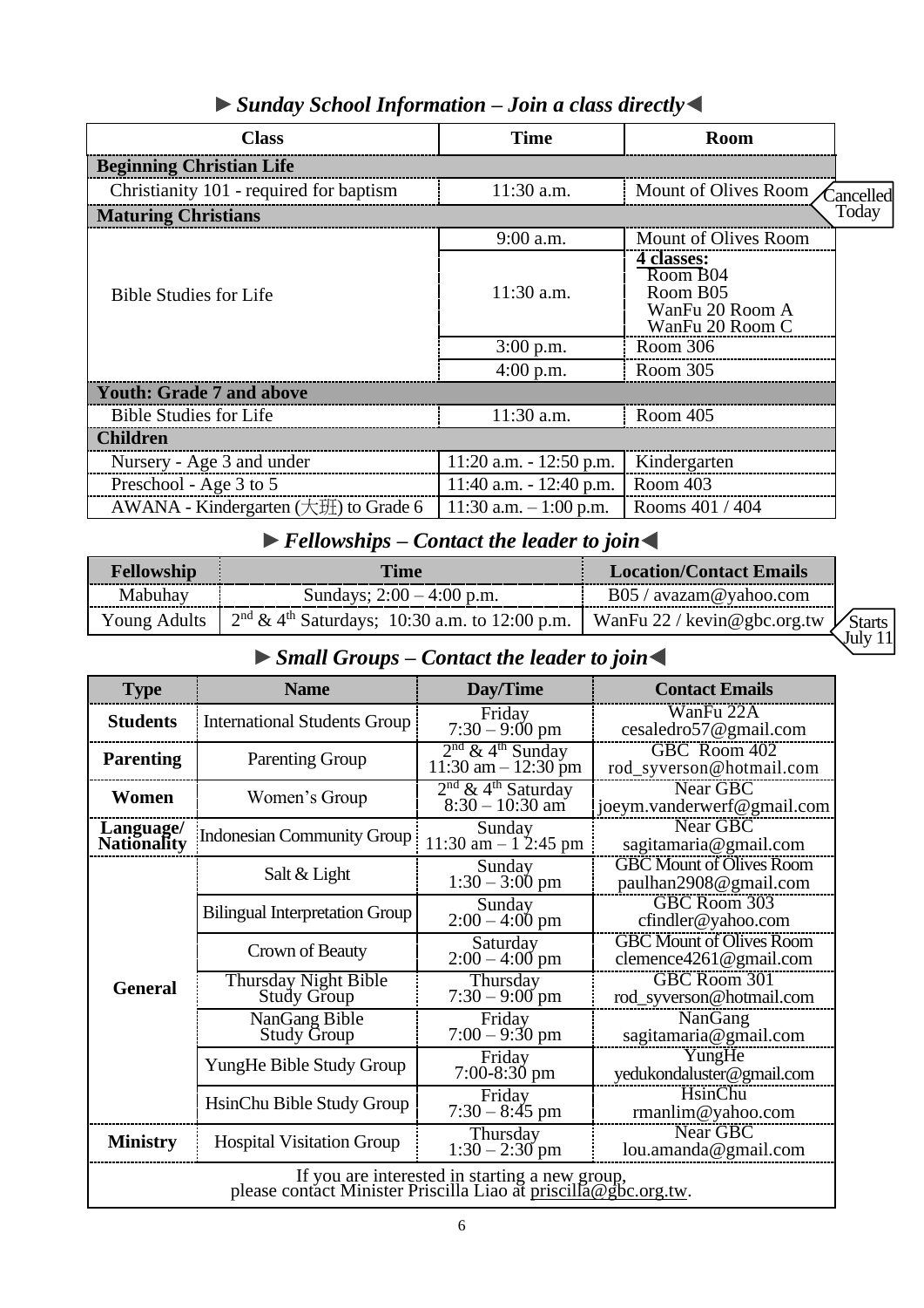## ►*Sunday School Information – Join a class directly*◄

| Class | Time | Room |
|---|---|---|
| **Beginning Christian Life** | | |
| Christianity 101 - required for baptism | 11:30 a.m. | Mount of Olives Room (Cancelled Today) |
| **Maturing Christians** | | |
| Bible Studies for Life | 9:00 a.m. | Mount of Olives Room |
| | 11:30 a.m. | **4 classes:** Room B04, Room B05, WanFu 20 Room A, WanFu 20 Room C |
| | 3:00 p.m. | Room 306 |
| | 4:00 p.m. | Room 305 |
| **Youth: Grade 7 and above** | | |
| Bible Studies for Life | 11:30 a.m. | Room 405 |
| **Children** | | |
| Nursery - Age 3 and under | 11:20 a.m. - 12:50 p.m. | Kindergarten |
| Preschool - Age 3 to 5 | 11:40 a.m. - 12:40 p.m. | Room 403 |
| AWANA - Kindergarten (大班) to Grade 6 | 11:30 a.m. – 1:00 p.m. | Rooms 401 / 404 |

## ►*Fellowships – Contact the leader to join*◄

| Fellowship | Time | Location/Contact Emails |
|---|---|---|
| Mabuhay | Sundays; 2:00 – 4:00 p.m. | B05 / avazam@yahoo.com |
| Young Adults | 2nd & 4th Saturdays; 10:30 a.m. to 12:00 p.m. | WanFu 22 / kevin@gbc.org.tw (Starts July 11) |

## ►*Small Groups – Contact the leader to join*◄

| Type | Name | Day/Time | Contact Emails |
|---|---|---|---|
| **Students** | International Students Group | Friday 7:30 – 9:00 pm | WanFu 22A cesaledro57@gmail.com |
| **Parenting** | Parenting Group | 2nd & 4th Sunday 11:30 am – 12:30 pm | GBC Room 402 rod_syverson@hotmail.com |
| **Women** | Women's Group | 2nd & 4th Saturday 8:30 – 10:30 am | Near GBC joeym.vanderwerf@gmail.com |
| **Language/ Nationality** | Indonesian Community Group | Sunday 11:30 am – 12:45 pm | Near GBC sagitamaria@gmail.com |
| **General** | Salt & Light | Sunday 1:30 – 3:00 pm | GBC Mount of Olives Room paulhan2908@gmail.com |
| | Bilingual Interpretation Group | Sunday 2:00 – 4:00 pm | GBC Room 303 cfindler@yahoo.com |
| | Crown of Beauty | Saturday 2:00 – 4:00 pm | GBC Mount of Olives Room clemence4261@gmail.com |
| | Thursday Night Bible Study Group | Thursday 7:30 – 9:00 pm | GBC Room 301 rod_syverson@hotmail.com |
| | NanGang Bible Study Group | Friday 7:00 – 9:30 pm | NanGang sagitamaria@gmail.com |
| | YungHe Bible Study Group | Friday 7:00-8:30 pm | YungHe yedukondaluster@gmail.com |
| | HsinChu Bible Study Group | Friday 7:30 – 8:45 pm | HsinChu rmanlim@yahoo.com |
| **Ministry** | Hospital Visitation Group | Thursday 1:30 – 2:30 pm | Near GBC lou.amanda@gmail.com |

If you are interested in starting a new group, please contact Minister Priscilla Liao at priscilla@gbc.org.tw.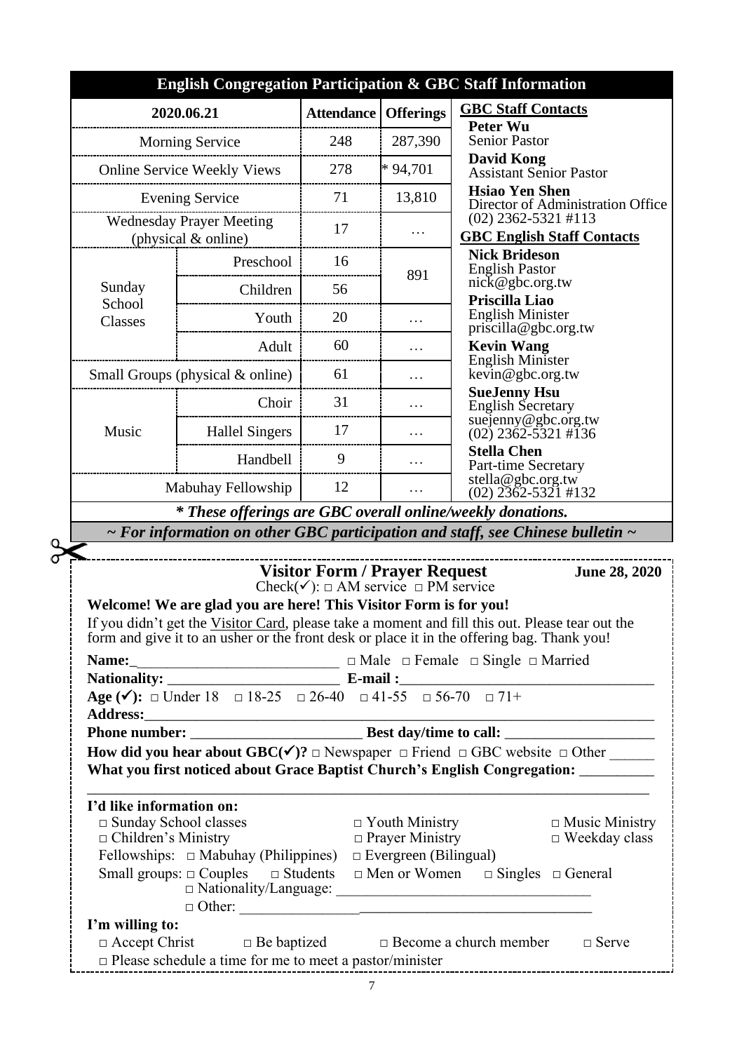## English Congregation Participation & GBC Staff Information

| 2020.06.21 | | Attendance | Offerings |
|---|---|---|---|
| Morning Service | | 248 | 287,390 |
| Online Service Weekly Views | | 278 | * 94,701 |
| Evening Service | | 71 | 13,810 |
| Wednesday Prayer Meeting (physical & online) | | 17 | … |
| Sunday School Classes | Preschool | 16 | 891 |
| | Children | 56 | |
| | Youth | 20 | … |
| | Adult | 60 | … |
| Small Groups (physical & online) | | 61 | … |
| Music | Choir | 31 | … |
| | Hallel Singers | 17 | … |
| | Handbell | 9 | … |
| Mabuhay Fellowship | | 12 | … |

***These offerings are GBC overall online/weekly donations.***

**GBC Staff Contacts**

**Peter Wu**
Senior Pastor

**David Kong**
Assistant Senior Pastor

**Hsiao Yen Shen**
Director of Administration Office
(02) 2362-5321 #113

**GBC English Staff Contacts**

**Nick Brideson**
English Pastor
nick@gbc.org.tw

**Priscilla Liao**
English Minister
priscilla@gbc.org.tw

**Kevin Wang**
English Minister
kevin@gbc.org.tw

**SueJenny Hsu**
English Secretary
suejenny@gbc.org.tw
(02) 2362-5321 #136

**Stella Chen**
Part-time Secretary
stella@gbc.org.tw
(02) 2362-5321 #132

*~ For information on other GBC participation and staff, see Chinese bulletin ~*

---

### Visitor Form / Prayer Request

**June 28, 2020**

Check(✓): □ AM service □ PM service

**Welcome! We are glad you are here! This Visitor Form is for you!**

If you didn't get the Visitor Card, please take a moment and fill this out. Please tear out the form and give it to an usher or the front desk or place it in the offering bag. Thank you!

**Name:**\_\_\_\_\_\_\_\_\_\_\_\_\_\_\_\_\_\_\_\_\_\_\_\_\_\_\_\_ □ Male □ Female □ Single □ Married

**Nationality:** \_\_\_\_\_\_\_\_\_\_\_\_\_\_\_\_\_\_\_\_\_\_\_ **E-mail :**\_\_\_\_\_\_\_\_\_\_\_\_\_\_\_\_\_\_\_\_\_\_\_\_\_\_\_\_\_\_\_\_\_

**Age (✓):** □ Under 18 □ 18-25 □ 26-40 □ 41-55 □ 56-70 □ 71+

**Address:**\_\_\_\_\_\_\_\_\_\_\_\_\_\_\_\_\_\_\_\_\_\_\_\_\_\_\_\_\_\_\_\_\_\_\_\_\_\_\_\_\_\_\_\_\_\_\_\_\_\_\_\_\_\_\_\_\_\_\_\_\_\_\_\_

**Phone number:** \_\_\_\_\_\_\_\_\_\_\_\_\_\_\_\_\_\_\_\_\_\_\_ **Best day/time to call:** \_\_\_\_\_\_\_\_\_\_\_\_\_\_\_\_\_\_\_\_

**How did you hear about GBC(✓)?** □ Newspaper □ Friend □ GBC website □ Other \_\_\_\_\_\_

**What you first noticed about Grace Baptist Church's English Congregation:** \_\_\_\_\_\_\_\_\_\_

\_\_\_\_\_\_\_\_\_\_\_\_\_\_\_\_\_\_\_\_\_\_\_\_\_\_\_\_\_\_\_\_\_\_\_\_\_\_\_\_\_\_\_\_\_\_\_\_\_\_\_\_\_\_\_\_\_\_\_\_\_\_\_\_\_\_\_\_\_\_\_\_\_\_\_\_

**I'd like information on:**

□ Sunday School classes □ Youth Ministry □ Music Ministry
□ Children's Ministry □ Prayer Ministry □ Weekday class
Fellowships: □ Mabuhay (Philippines) □ Evergreen (Bilingual)
Small groups: □ Couples □ Students □ Men or Women □ Singles □ General
□ Nationality/Language: \_\_\_\_\_\_\_\_\_\_\_\_\_\_\_\_\_\_\_\_\_\_\_\_\_\_\_\_\_\_\_\_\_\_
□ Other: \_\_\_\_\_\_\_\_\_\_\_\_\_\_\_\_\_\_\_\_\_\_\_\_\_\_\_\_\_\_\_\_\_\_\_\_\_\_\_\_\_\_\_\_\_\_\_\_

**I'm willing to:**

□ Accept Christ □ Be baptized □ Become a church member □ Serve
□ Please schedule a time for me to meet a pastor/minister